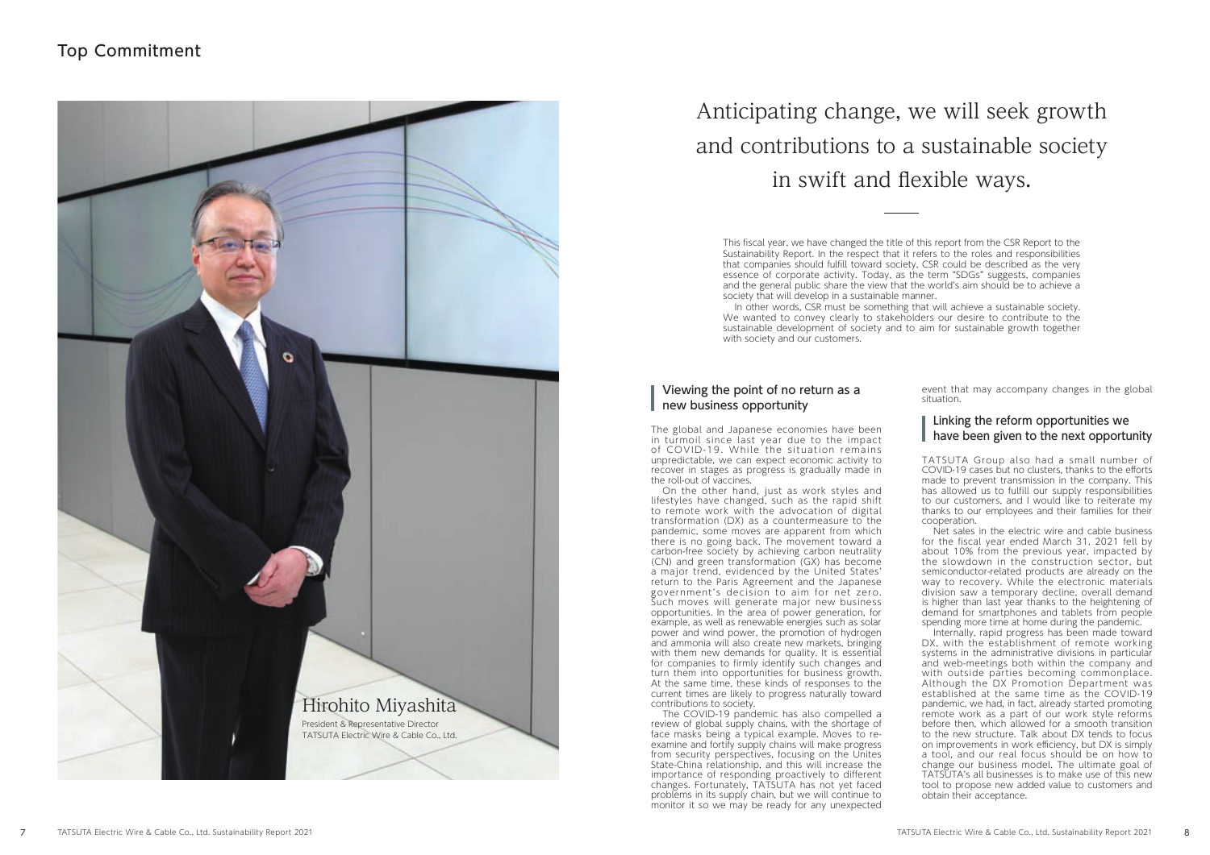# Top Commitment

Hirohito Miyashita

President & Representative Director
TATSUTA Electric Wire & Cable Co., Ltd.

## Anticipating change, we will seek growth and contributions to a sustainable society in swift and flexible ways.

This fiscal year, we have changed the title of this report from the CSR Report to the Sustainability Report. In the respect that it refers to the roles and responsibilities that companies should fulfill toward society, CSR could be described as the very essence of corporate activity. Today, as the term "SDGs" suggests, companies and the general public share the view that the world's aim should be to achieve a society that will develop in a sustainable manner.

In other words, CSR must be something that will achieve a sustainable society. We wanted to convey clearly to stakeholders our desire to contribute to the sustainable development of society and to aim for sustainable growth together with society and our customers.

### Viewing the point of no return as a new business opportunity

The global and Japanese economies have been in turmoil since last year due to the impact of COVID-19. While the situation remains unpredictable, we can expect economic activity to recover in stages as progress is gradually made in the roll-out of vaccines.

On the other hand, just as work styles and lifestyles have changed, such as the rapid shift to remote work with the advocation of digital transformation (DX) as a countermeasure to the pandemic, some moves are apparent from which there is no going back. The movement toward a carbon-free society by achieving carbon neutrality (CN) and green transformation (GX) has become a major trend, evidenced by the United States' return to the Paris Agreement and the Japanese government's decision to aim for net zero. Such moves will generate major new business opportunities. In the area of power generation, for example, as well as renewable energies such as solar power and wind power, the promotion of hydrogen and ammonia will also create new markets, bringing with them new demands for quality. It is essential for companies to firmly identify such changes and turn them into opportunities for business growth. At the same time, these kinds of responses to the current times are likely to progress naturally toward contributions to society.

The COVID-19 pandemic has also compelled a review of global supply chains, with the shortage of face masks being a typical example. Moves to re-examine and fortify supply chains will make progress from security perspectives, focusing on the Unites State-China relationship, and this will increase the importance of responding proactively to different changes. Fortunately, TATSUTA has not yet faced problems in its supply chain, but we will continue to monitor it so we may be ready for any unexpected event that may accompany changes in the global situation.

### Linking the reform opportunities we have been given to the next opportunity

TATSUTA Group also had a small number of COVID-19 cases but no clusters, thanks to the efforts made to prevent transmission in the company. This has allowed us to fulfill our supply responsibilities to our customers, and I would like to reiterate my thanks to our employees and their families for their cooperation.

Net sales in the electric wire and cable business for the fiscal year ended March 31, 2021 fell by about 10% from the previous year, impacted by the slowdown in the construction sector, but semiconductor-related products are already on the way to recovery. While the electronic materials division saw a temporary decline, overall demand is higher than last year thanks to the heightening of demand for smartphones and tablets from people spending more time at home during the pandemic.

Internally, rapid progress has been made toward DX, with the establishment of remote working systems in the administrative divisions in particular and web-meetings both within the company and with outside parties becoming commonplace. Although the DX Promotion Department was established at the same time as the COVID-19 pandemic, we had, in fact, already started promoting remote work as a part of our work style reforms before then, which allowed for a smooth transition to the new structure. Talk about DX tends to focus on improvements in work efficiency, but DX is simply a tool, and our real focus should be on how to change our business model. The ultimate goal of TATSUTA's all businesses is to make use of this new tool to propose new added value to customers and obtain their acceptance.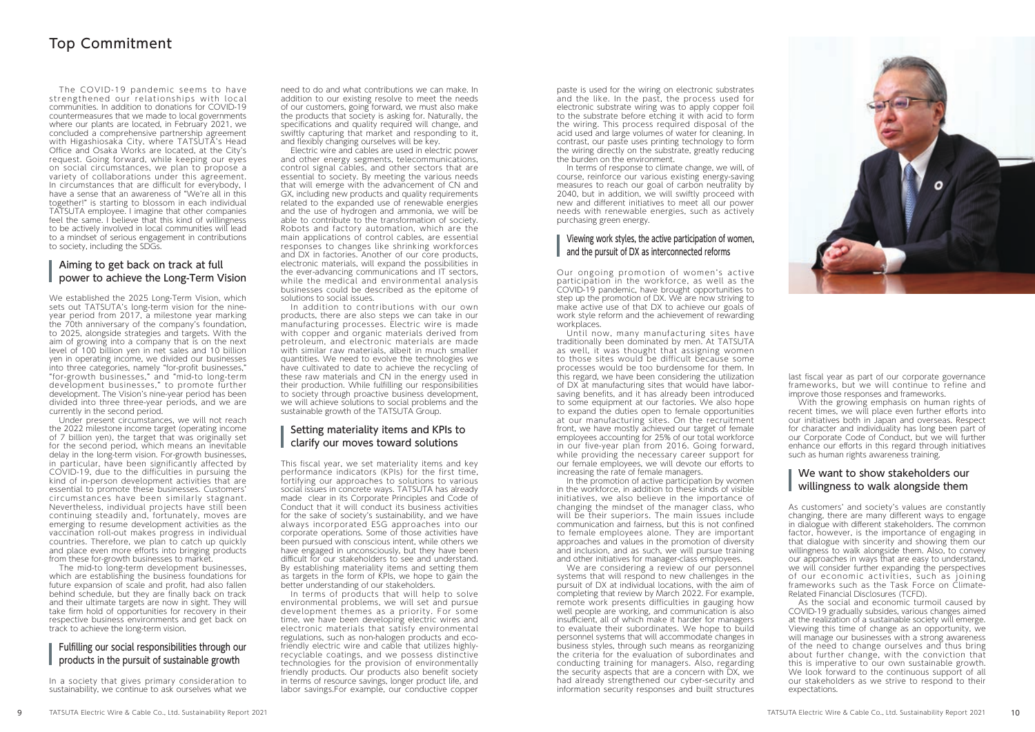# Top Commitment

The COVID-19 pandemic seems to have strengthened our relationships with local communities. In addition to donations for COVID-19 countermeasures that we made to local governments where our plants are located, in February 2021, we concluded a comprehensive partnership agreement with Higashiosaka City, where TATSUTA's Head Office and Osaka Works are located, at the City's request. Going forward, while keeping our eyes on social circumstances, we plan to propose a variety of collaborations under this agreement. In circumstances that are difficult for everybody, I have a sense that an awareness of "We're all in this together!" is starting to blossom in each individual TATSUTA employee. I imagine that other companies feel the same. I believe that this kind of willingness to be actively involved in local communities will lead to a mindset of serious engagement in contributions to society, including the SDGs.

## Aiming to get back on track at full power to achieve the Long-Term Vision

We established the 2025 Long-Term Vision, which sets out TATSUTA's long-term vision for the nine-year period from 2017, a milestone year marking the 70th anniversary of the company's foundation, to 2025, alongside strategies and targets. With the aim of growing into a company that is on the next level of 100 billion yen in net sales and 10 billion yen in operating income, we divided our businesses into three categories, namely "for-profit businesses," "for-growth businesses," and "mid-to long-term development businesses," to promote further development. The Vision's nine-year period has been divided into three three-year periods, and we are currently in the second period.

Under present circumstances, we will not reach the 2022 milestone income target (operating income of 7 billion yen), the target that was originally set for the second period, which means an inevitable delay in the long-term vision. For-growth businesses, in particular, have been significantly affected by COVID-19, due to the difficulties in pursuing the kind of in-person development activities that are essential to promote these businesses. Customers' circumstances have been similarly stagnant. Nevertheless, individual projects have still been continuing steadily and, fortunately, moves are emerging to resume development activities as the vaccination roll-out makes progress in individual countries. Therefore, we plan to catch up quickly and place even more efforts into bringing products from these for-growth businesses to market.

The mid-to long-term development businesses, which are establishing the business foundations for future expansion of scale and profit, had also fallen behind schedule, but they are finally back on track and their ultimate targets are now in sight. They will take firm hold of opportunities for recovery in their respective business environments and get back on track to achieve the long-term vision.

## Fulfilling our social responsibilities through our products in the pursuit of sustainable growth

In a society that gives primary consideration to sustainability, we continue to ask ourselves what we need to do and what contributions we can make. In addition to our existing resolve to meet the needs of our customers, going forward, we must also make the products that society is asking for. Naturally, the specifications and quality required will change, and swiftly capturing that market and responding to it, and flexibly changing ourselves will be key.

Electric wire and cables are used in electric power and other energy segments, telecommunications, control signal cables, and other sectors that are essential to society. By meeting the various needs that will emerge with the advancement of CN and GX, including new products and quality requirements related to the expanded use of renewable energies and the use of hydrogen and ammonia, we will be able to contribute to the transformation of society. Robots and factory automation, which are the main applications of control cables, are essential responses to changes like shrinking workforces and DX in factories. Another of our core products, electronic materials, will expand the possibilities in the ever-advancing communications and IT sectors, while the medical and environmental analysis businesses could be described as the epitome of solutions to social issues.

In addition to contributions with our own products, there are also steps we can take in our manufacturing processes. Electric wire is made with copper and organic materials derived from petroleum, and electronic materials are made with similar raw materials, albeit in much smaller quantities. We need to evolve the technologies we have cultivated to date to achieve the recycling of these raw materials and CN in the energy used in their production. While fulfilling our responsibilities to society through proactive business development, we will achieve solutions to social problems and the sustainable growth of the TATSUTA Group.

## Setting materiality items and KPIs to clarify our moves toward solutions

This fiscal year, we set materiality items and key performance indicators (KPIs) for the first time, fortifying our approaches to solutions to various social issues in concrete ways. TATSUTA has already made clear in its Corporate Principles and Code of Conduct that it will conduct its business activities for the sake of society's sustainability, and we have always incorporated ESG approaches into our corporate operations. Some of those activities have been pursued with conscious intent, while others we have engaged in unconsciously, but they have been difficult for our stakeholders to see and understand. By establishing materiality items and setting them as targets in the form of KPIs, we hope to gain the better understanding of our stakeholders.

In terms of products that will help to solve environmental problems, we will set and pursue development themes as a priority. For some time, we have been developing electric wires and electronic materials that satisfy environmental regulations, such as non-halogen products and eco-friendly electric wire and cable that utilizes highly-recyclable coatings, and we possess distinctive technologies for the provision of environmentally friendly products. Our products also benefit society in terms of resource savings, longer product life, and labor savings.For example, our conductive copper paste is used for the wiring on electronic substrates and the like. In the past, the process used for electronic substrate wiring was to apply copper foil to the substrate before etching it with acid to form the wiring. This process required disposal of the acid used and large volumes of water for cleaning. In contrast, our paste uses printing technology to form the wiring directly on the substrate, greatly reducing the burden on the environment.

In terms of response to climate change, we will, of course, reinforce our various existing energy-saving measures to reach our goal of carbon neutrality by 2040, but in addition, we will swiftly proceed with new and different initiatives to meet all our power needs with renewable energies, such as actively purchasing green energy.

## Viewing work styles, the active participation of women, and the pursuit of DX as interconnected reforms

Our ongoing promotion of women's active participation in the workforce, as well as the COVID-19 pandemic, have brought opportunities to step up the promotion of DX. We are now striving to make active use of that DX to achieve our goals of work style reform and the achievement of rewarding workplaces.

Until now, many manufacturing sites have traditionally been dominated by men. At TATSUTA as well, it was thought that assigning women to those sites would be difficult because some processes would be too burdensome for them. In this regard, we have been considering the utilization of DX at manufacturing sites that would have labor-saving benefits, and it has already been introduced to some equipment at our factories. We also hope to expand the duties open to female opportunities at our manufacturing sites. On the recruitment front, we have mostly achieved our target of female employees accounting for 25% of our total workforce in our five-year plan from 2016. Going forward, while providing the necessary career support for our female employees, we will devote our efforts to increasing the rate of female managers.

In the promotion of active participation by women in the workforce, in addition to these kinds of visible initiatives, we also believe in the importance of changing the mindset of the manager class, who will be their superiors. The main issues include communication and fairness, but this is not confined to female employees alone. They are important approaches and values in the promotion of diversity and inclusion, and as such, we will pursue training and other initiatives for manager-class employees.

We are considering a review of our personnel systems that will respond to new challenges in the pursuit of DX at individual locations, with the aim of completing that review by March 2022. For example, remote work presents difficulties in gauging how well people are working, and communication is also insufficient, all of which make it harder for managers to evaluate their subordinates. We hope to build personnel systems that will accommodate changes in business styles, through such means as reorganizing the criteria for the evaluation of subordinates and conducting training for managers. Also, regarding the security aspects that are a concern with DX, we had already strengthened our cyber-security and information security responses and built structures last fiscal year as part of our corporate governance frameworks, but we will continue to refine and improve those responses and frameworks.

With the growing emphasis on human rights of recent times, we will place even further efforts into our initiatives both in Japan and overseas. Respect for character and individuality has long been part of our Corporate Code of Conduct, but we will further enhance our efforts in this regard through initiatives such as human rights awareness training.

## We want to show stakeholders our willingness to walk alongside them

As customers' and society's values are constantly changing, there are many different ways to engage in dialogue with different stakeholders. The common factor, however, is the importance of engaging in that dialogue with sincerity and showing them our willingness to walk alongside them. Also, to convey our approaches in ways that are easy to understand, we will consider further expanding the perspectives of our economic activities, such as joining frameworks such as the Task Force on Climate-Related Financial Disclosures (TCFD).

As the social and economic turmoil caused by COVID-19 gradually subsides, various changes aimed at the realization of a sustainable society will emerge. Viewing this time of change as an opportunity, we will manage our businesses with a strong awareness of the need to change ourselves and thus bring about further change, with the conviction that this is imperative to our own sustainable growth. We look forward to the continuous support of all our stakeholders as we strive to respond to their expectations.